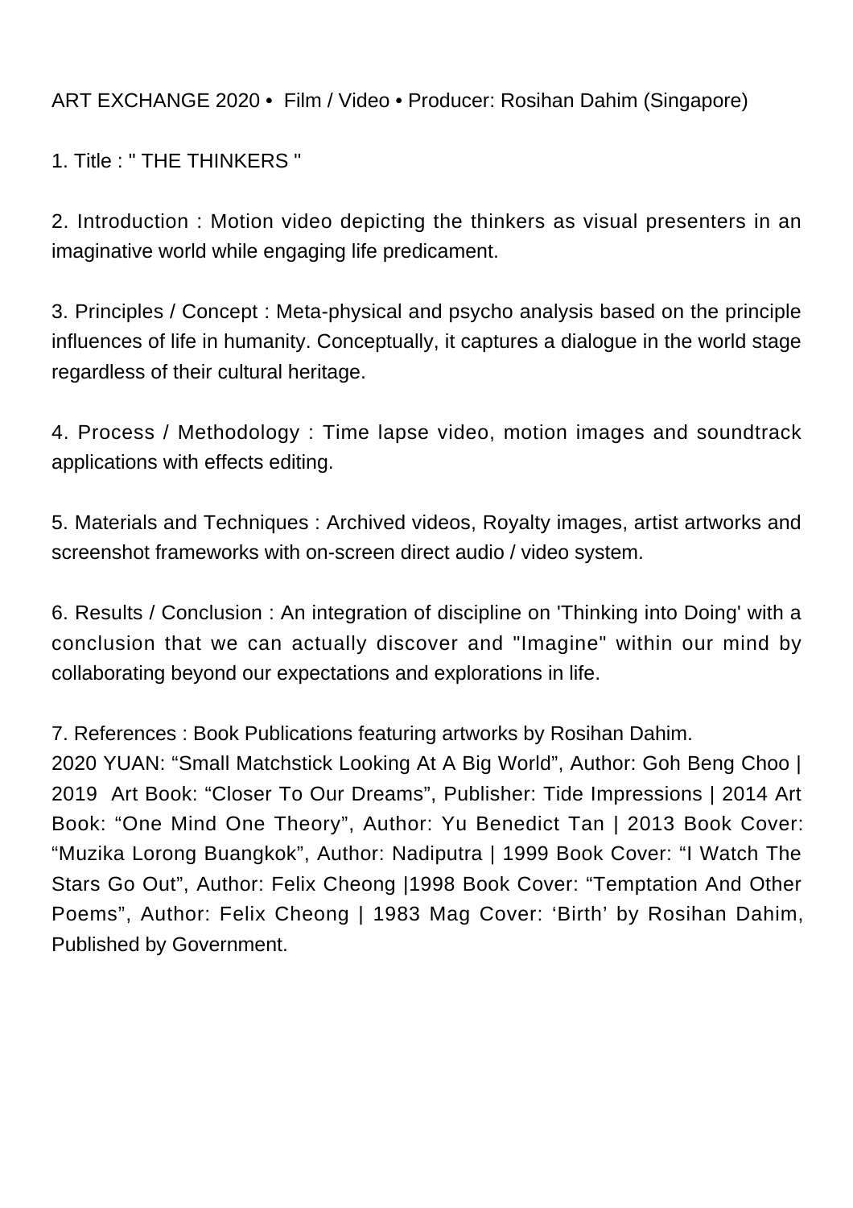ART EXCHANGE 2020 • Film / Video • Producer: Rosihan Dahim (Singapore)

1. Title : " THE THINKERS "

2. Introduction : Motion video depicting the thinkers as visual presenters in an imaginative world while engaging life predicament.

3. Principles / Concept : Meta-physical and psycho analysis based on the principle influences of life in humanity. Conceptually, it captures a dialogue in the world stage regardless of their cultural heritage.

4. Process / Methodology : Time lapse video, motion images and soundtrack applications with effects editing.

5. Materials and Techniques : Archived videos, Royalty images, artist artworks and screenshot frameworks with on-screen direct audio / video system.

6. Results / Conclusion : An integration of discipline on 'Thinking into Doing' with a conclusion that we can actually discover and "Imagine" within our mind by collaborating beyond our expectations and explorations in life.

7. References : Book Publications featuring artworks by Rosihan Dahim.
2020 YUAN: “Small Matchstick Looking At A Big World”, Author: Goh Beng Choo | 2019 Art Book: “Closer To Our Dreams”, Publisher: Tide Impressions | 2014 Art Book: “One Mind One Theory”, Author: Yu Benedict Tan | 2013 Book Cover: “Muzika Lorong Buangkok”, Author: Nadiputra | 1999 Book Cover: “I Watch The Stars Go Out”, Author: Felix Cheong |1998 Book Cover: “Temptation And Other Poems”, Author: Felix Cheong | 1983 Mag Cover: ‘Birth’ by Rosihan Dahim, Published by Government.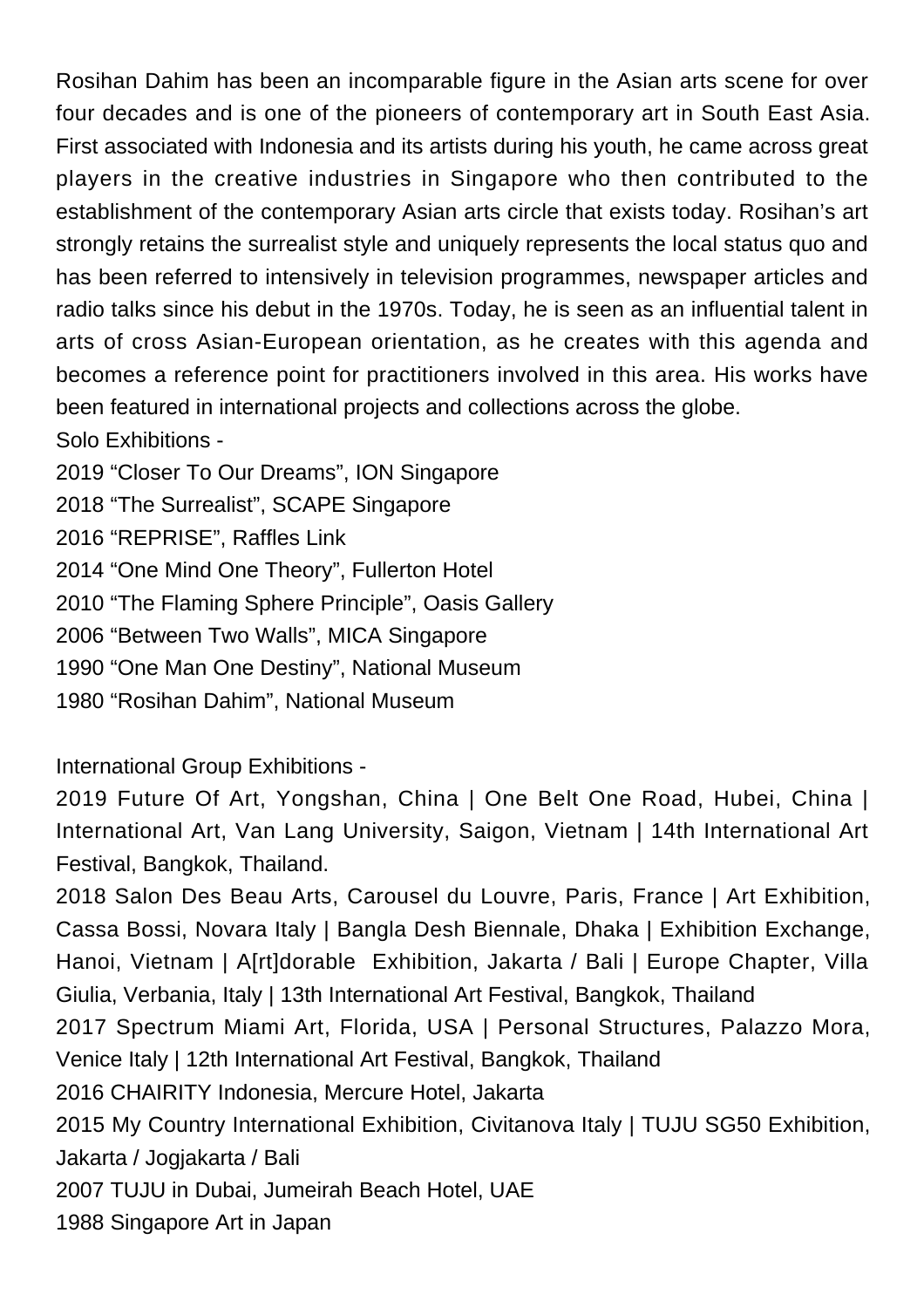Rosihan Dahim has been an incomparable figure in the Asian arts scene for over four decades and is one of the pioneers of contemporary art in South East Asia. First associated with Indonesia and its artists during his youth, he came across great players in the creative industries in Singapore who then contributed to the establishment of the contemporary Asian arts circle that exists today. Rosihan's art strongly retains the surrealist style and uniquely represents the local status quo and has been referred to intensively in television programmes, newspaper articles and radio talks since his debut in the 1970s. Today, he is seen as an influential talent in arts of cross Asian-European orientation, as he creates with this agenda and becomes a reference point for practitioners involved in this area. His works have been featured in international projects and collections across the globe.

Solo Exhibitions -

2019 "Closer To Our Dreams", ION Singapore

2018 "The Surrealist", SCAPE Singapore

2016 "REPRISE", Raffles Link

2014 "One Mind One Theory", Fullerton Hotel

2010 "The Flaming Sphere Principle", Oasis Gallery

2006 "Between Two Walls", MICA Singapore

1990 "One Man One Destiny", National Museum

1980 "Rosihan Dahim", National Museum

International Group Exhibitions -

2019 Future Of Art, Yongshan, China | One Belt One Road, Hubei, China | International Art, Van Lang University, Saigon, Vietnam | 14th International Art Festival, Bangkok, Thailand.

2018 Salon Des Beau Arts, Carousel du Louvre, Paris, France | Art Exhibition, Cassa Bossi, Novara Italy | Bangla Desh Biennale, Dhaka | Exhibition Exchange, Hanoi, Vietnam | A[rt]dorable Exhibition, Jakarta / Bali | Europe Chapter, Villa Giulia, Verbania, Italy | 13th International Art Festival, Bangkok, Thailand

2017 Spectrum Miami Art, Florida, USA | Personal Structures, Palazzo Mora, Venice Italy | 12th International Art Festival, Bangkok, Thailand

2016 CHAIRITY Indonesia, Mercure Hotel, Jakarta

2015 My Country International Exhibition, Civitanova Italy | TUJU SG50 Exhibition, Jakarta / Jogjakarta / Bali

2007 TUJU in Dubai, Jumeirah Beach Hotel, UAE

1988 Singapore Art in Japan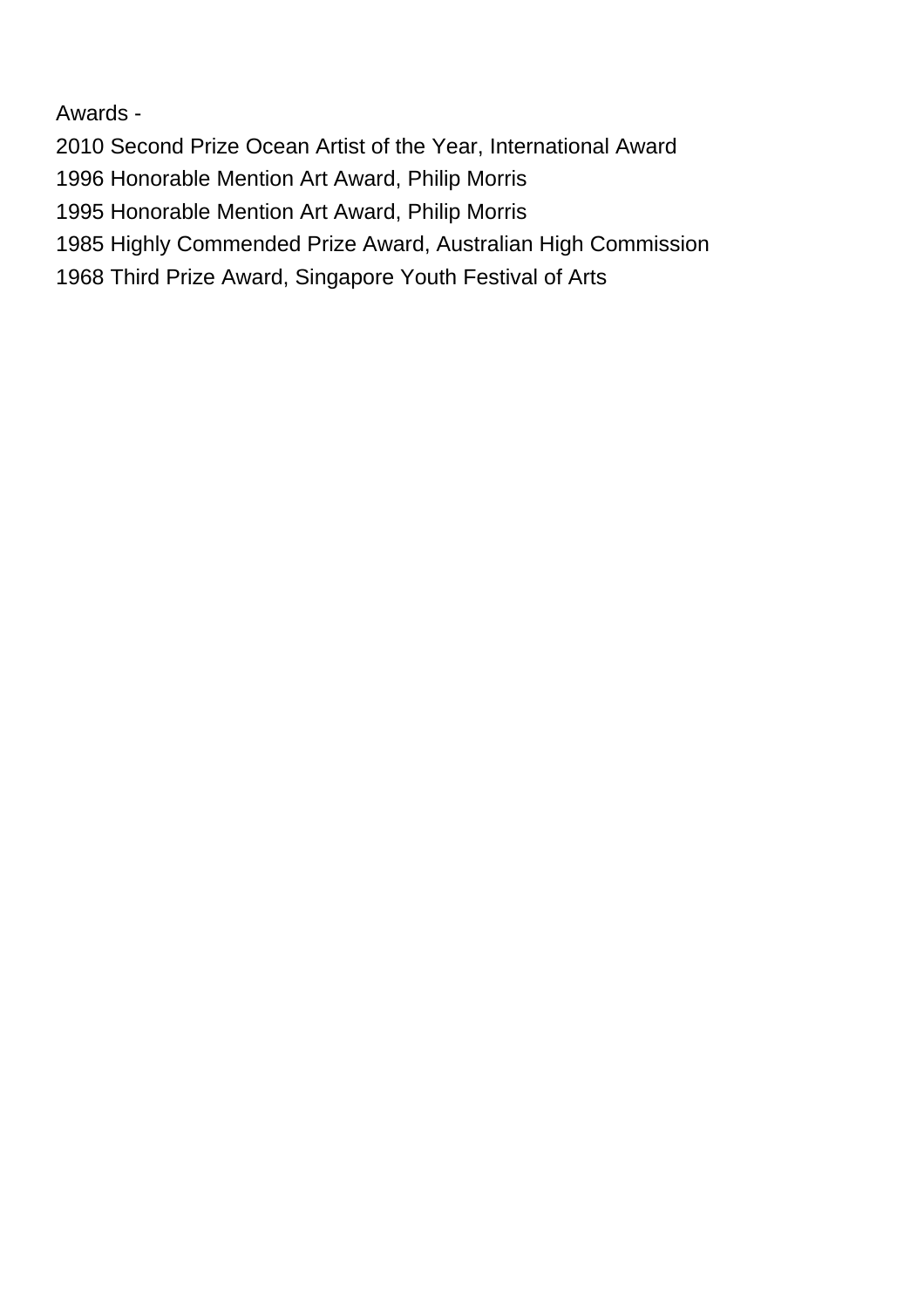Awards -

2010 Second Prize Ocean Artist of the Year, International Award

1996 Honorable Mention Art Award, Philip Morris

1995 Honorable Mention Art Award, Philip Morris

1985 Highly Commended Prize Award, Australian High Commission

1968 Third Prize Award, Singapore Youth Festival of Arts